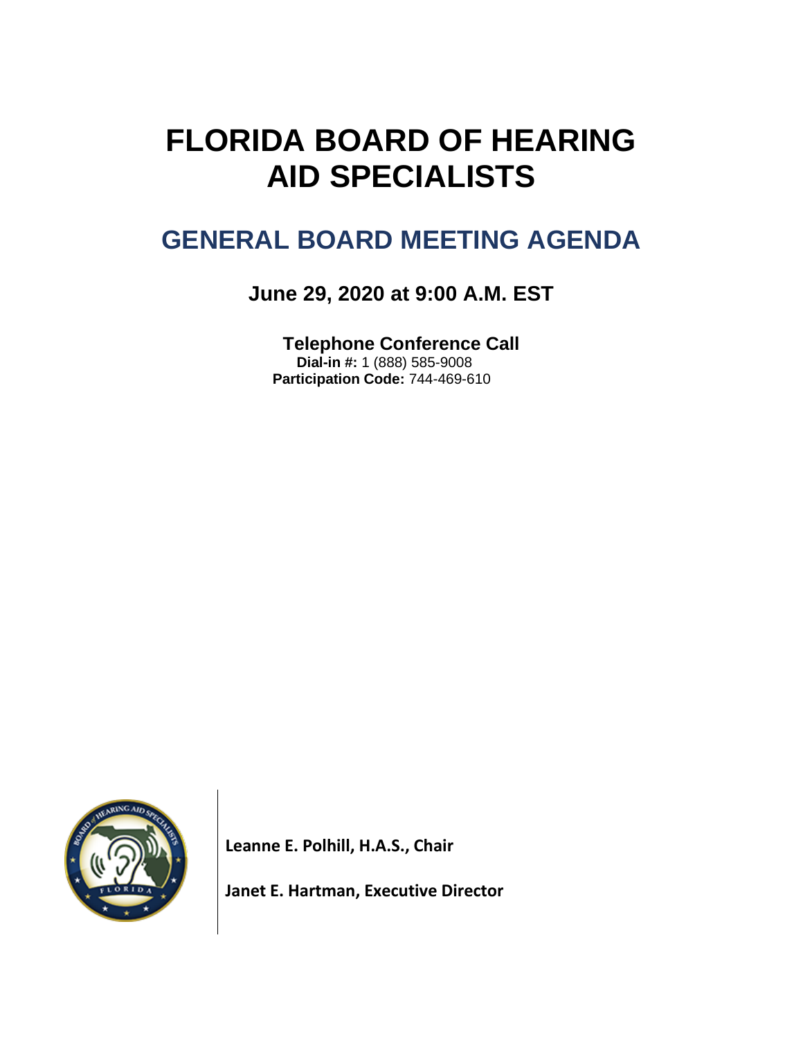# FLORIDA BOARD OF HEARING AID SPECIALISTS

## GENERAL BOARD MEETING AGENDA

### June 29, 2020 at 9:00 A.M. EST

**Telephone Conference Call**

**Dial-in #:** 1 (888) 585-9008

**Participation Code:** 744-469-610

**Leanne E. Polhill, H.A.S., Chair**

**Janet E. Hartman, Executive Director**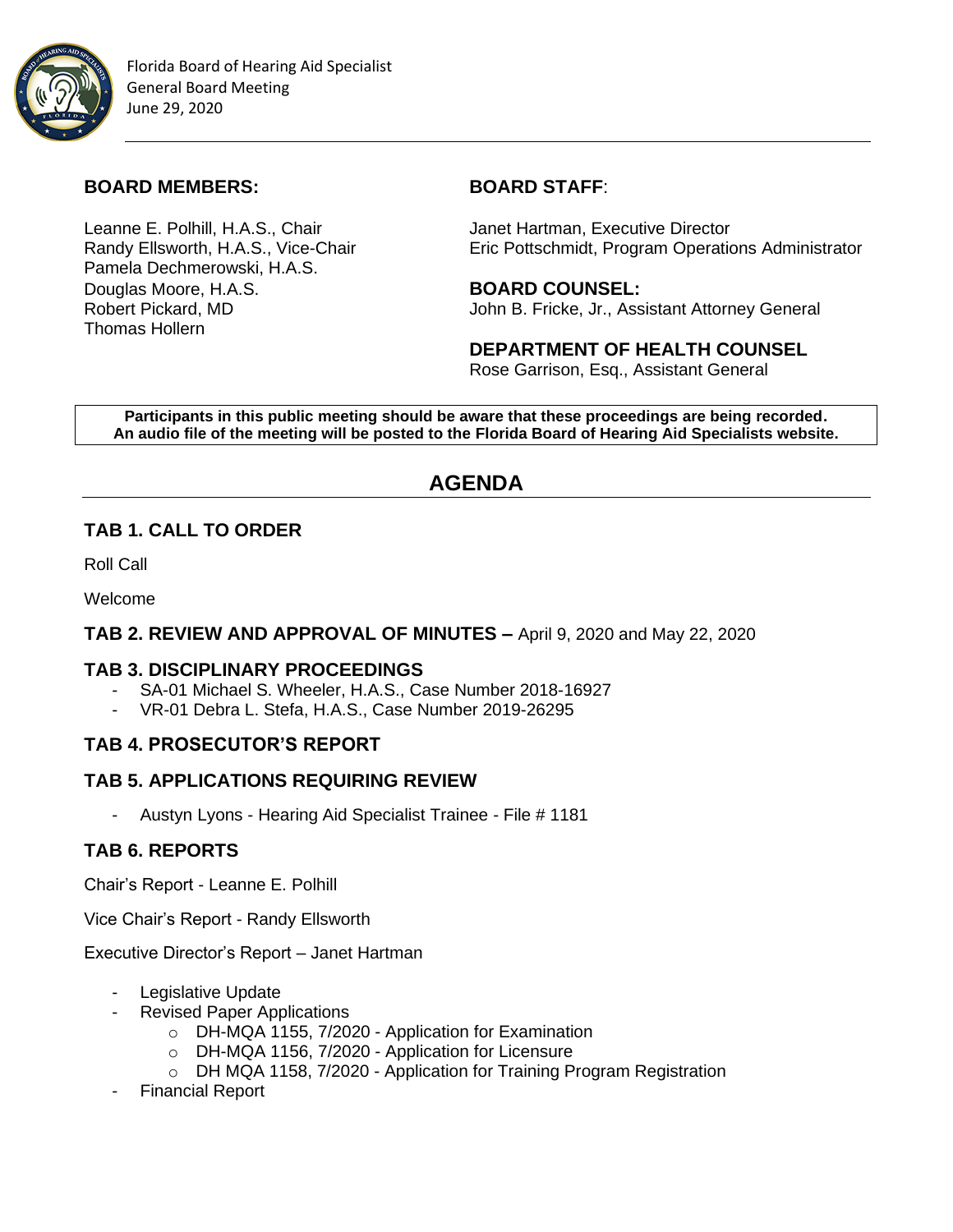Florida Board of Hearing Aid Specialist
General Board Meeting
June 29, 2020

**BOARD MEMBERS:**

Leanne E. Polhill, H.A.S., Chair
Randy Ellsworth, H.A.S., Vice-Chair
Pamela Dechmerowski, H.A.S.
Douglas Moore, H.A.S.
Robert Pickard, MD
Thomas Hollern

**BOARD STAFF**:

Janet Hartman, Executive Director
Eric Pottschmidt, Program Operations Administrator

**BOARD COUNSEL:**
John B. Fricke, Jr., Assistant Attorney General

**DEPARTMENT OF HEALTH COUNSEL**
Rose Garrison, Esq., Assistant General

**Participants in this public meeting should be aware that these proceedings are being recorded. An audio file of the meeting will be posted to the Florida Board of Hearing Aid Specialists website.**

# AGENDA

## TAB 1. CALL TO ORDER

Roll Call

Welcome

## TAB 2. REVIEW AND APPROVAL OF MINUTES – April 9, 2020 and May 22, 2020

## TAB 3. DISCIPLINARY PROCEEDINGS

- SA-01 Michael S. Wheeler, H.A.S., Case Number 2018-16927
- VR-01 Debra L. Stefa, H.A.S., Case Number 2019-26295

## TAB 4. PROSECUTOR'S REPORT

## TAB 5. APPLICATIONS REQUIRING REVIEW

- Austyn Lyons - Hearing Aid Specialist Trainee - File # 1181

## TAB 6. REPORTS

Chair's Report - Leanne E. Polhill

Vice Chair's Report - Randy Ellsworth

Executive Director's Report – Janet Hartman

- Legislative Update
- Revised Paper Applications
  - DH-MQA 1155, 7/2020 - Application for Examination
  - DH-MQA 1156, 7/2020 - Application for Licensure
  - DH MQA 1158, 7/2020 - Application for Training Program Registration
- Financial Report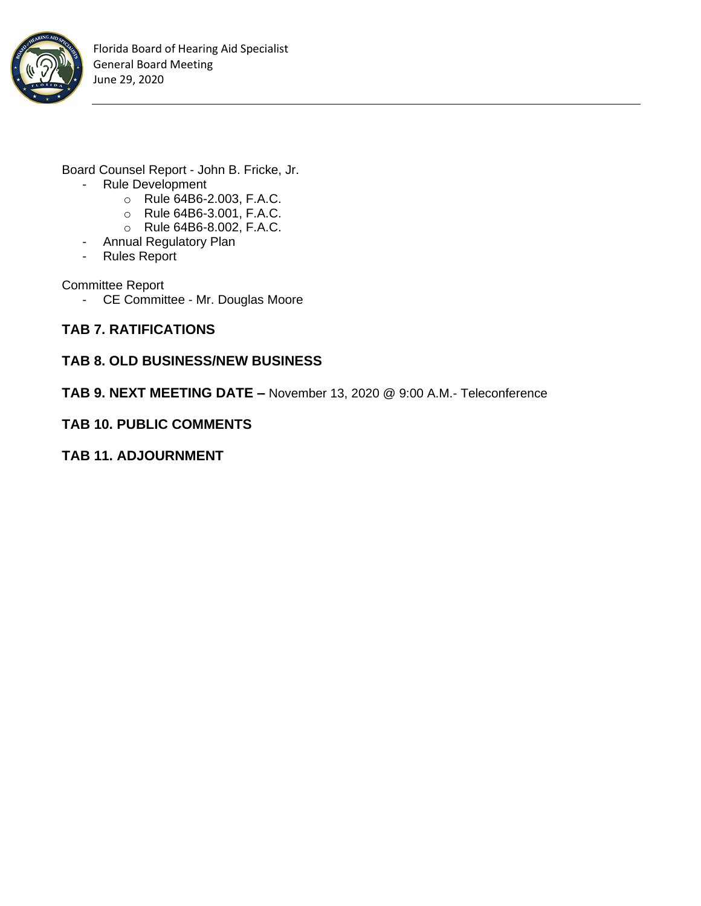Board Counsel Report - John B. Fricke, Jr.

- Rule Development
  - Rule 64B6-2.003, F.A.C.
  - Rule 64B6-3.001, F.A.C.
  - Rule 64B6-8.002, F.A.C.
- Annual Regulatory Plan
- Rules Report

Committee Report

- CE Committee - Mr. Douglas Moore

## TAB 7. RATIFICATIONS

## TAB 8. OLD BUSINESS/NEW BUSINESS

## TAB 9. NEXT MEETING DATE – November 13, 2020 @ 9:00 A.M.- Teleconference

## TAB 10. PUBLIC COMMENTS

## TAB 11. ADJOURNMENT